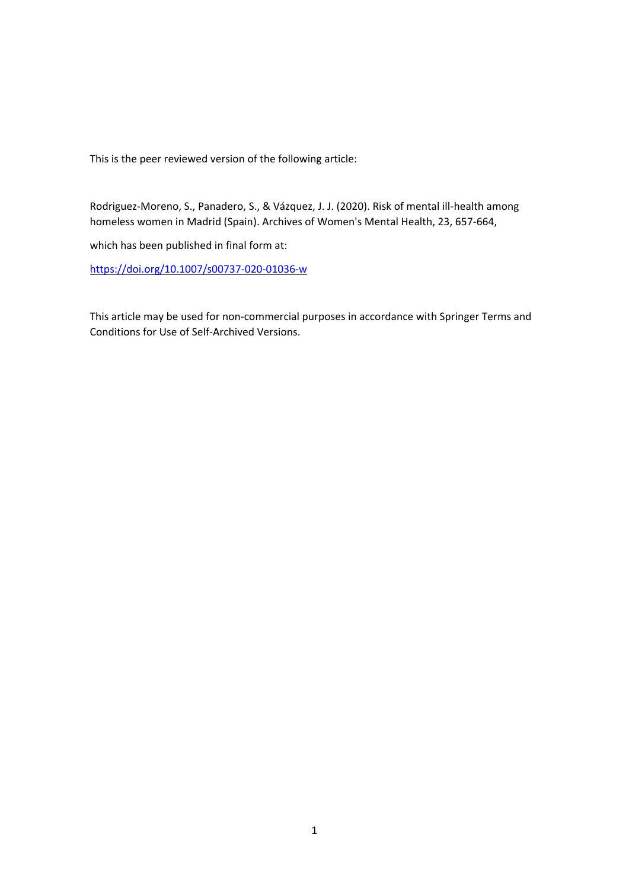This is the peer reviewed version of the following article:

Rodriguez-Moreno, S., Panadero, S., & Vázquez, J. J. (2020). Risk of mental ill-health among homeless women in Madrid (Spain). Archives of Women's Mental Health, 23, 657-664,

which has been published in final form at:

https://doi.org/10.1007/s00737-020-01036-w

This article may be used for non-commercial purposes in accordance with Springer Terms and Conditions for Use of Self-Archived Versions.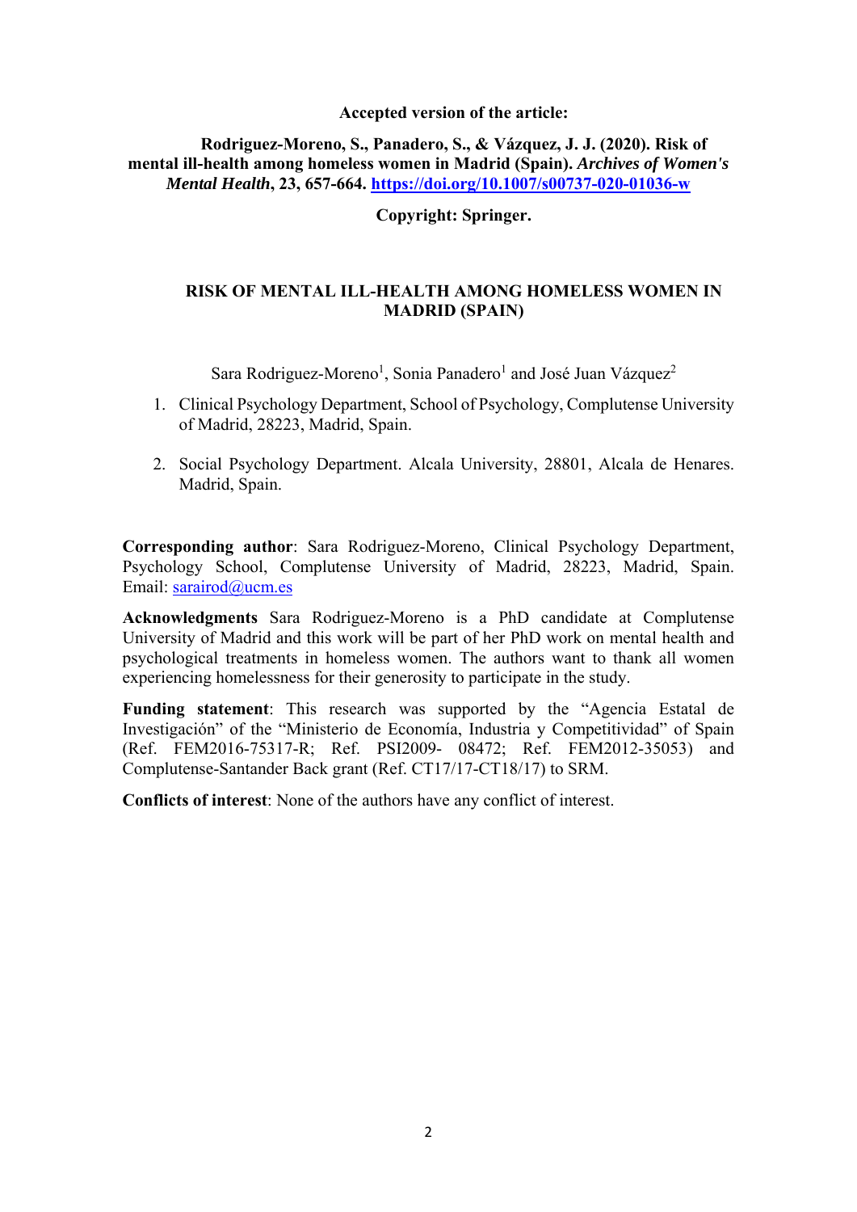**Accepted version of the article:**

**Rodriguez-Moreno, S., Panadero, S., & Vázquez, J. J. (2020). Risk of mental ill-health among homeless women in Madrid (Spain).** ***Archives of Women's Mental Health*****, 23, 657-664. [https://doi.org/10.1007/s00737-020-01036-w](https://doi.org/10.1007/s00737-020-01036-w)**

**Copyright: Springer.**

# RISK OF MENTAL ILL-HEALTH AMONG HOMELESS WOMEN IN MADRID (SPAIN)

Sara Rodriguez-Moreno[1], Sonia Panadero[1] and José Juan Vázquez[2]

1. Clinical Psychology Department, School of Psychology, Complutense University of Madrid, 28223, Madrid, Spain.

2. Social Psychology Department. Alcala University, 28801, Alcala de Henares. Madrid, Spain.

**Corresponding author**: Sara Rodriguez-Moreno, Clinical Psychology Department, Psychology School, Complutense University of Madrid, 28223, Madrid, Spain. Email: [sarairod@ucm.es](mailto:sarairod@ucm.es)

**Acknowledgments** Sara Rodriguez-Moreno is a PhD candidate at Complutense University of Madrid and this work will be part of her PhD work on mental health and psychological treatments in homeless women. The authors want to thank all women experiencing homelessness for their generosity to participate in the study.

**Funding statement**: This research was supported by the "Agencia Estatal de Investigación" of the "Ministerio de Economía, Industria y Competitividad" of Spain (Ref. FEM2016-75317-R; Ref. PSI2009- 08472; Ref. FEM2012-35053) and Complutense-Santander Back grant (Ref. CT17/17-CT18/17) to SRM.

**Conflicts of interest**: None of the authors have any conflict of interest.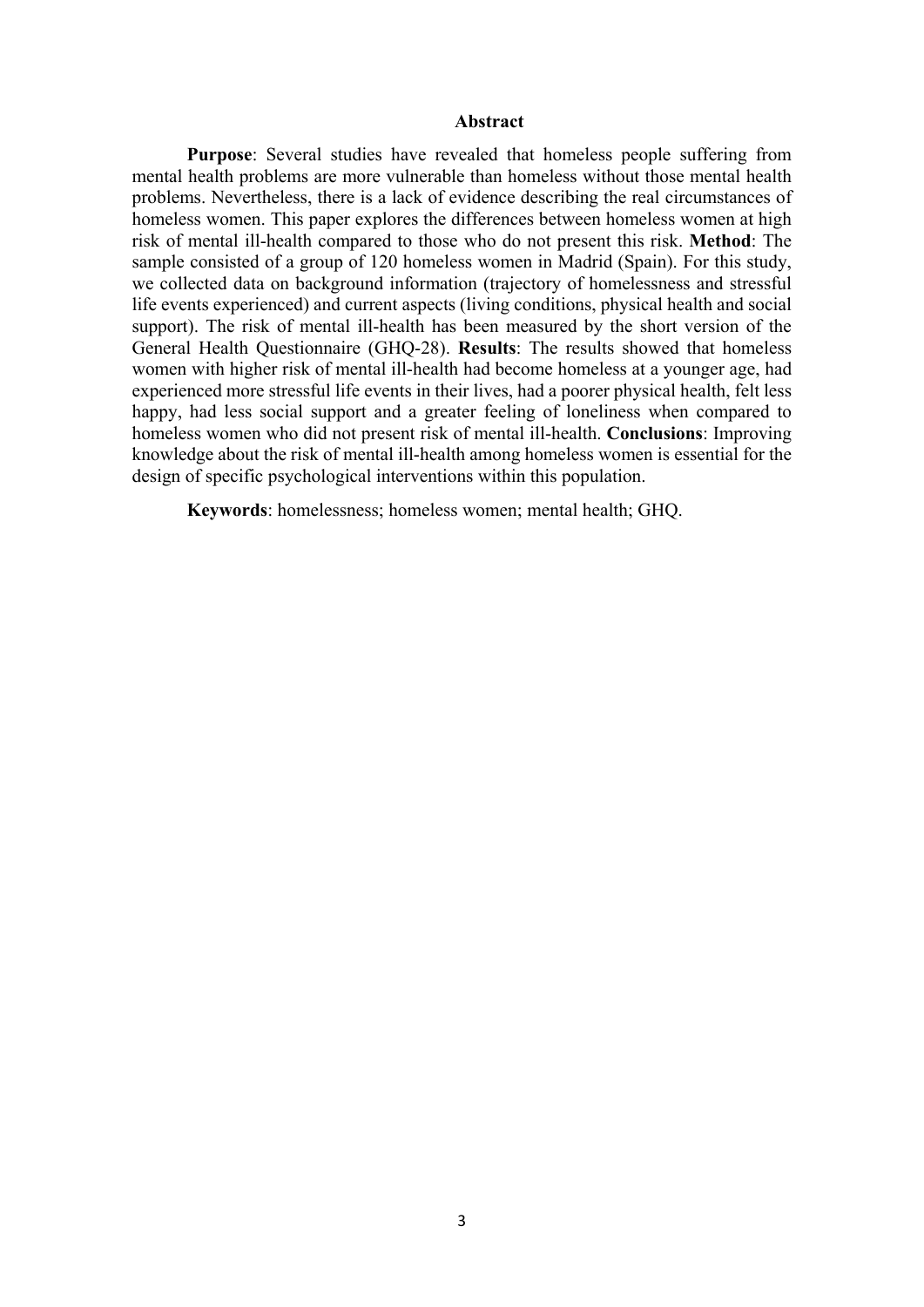## Abstract

**Purpose**: Several studies have revealed that homeless people suffering from mental health problems are more vulnerable than homeless without those mental health problems. Nevertheless, there is a lack of evidence describing the real circumstances of homeless women. This paper explores the differences between homeless women at high risk of mental ill-health compared to those who do not present this risk. **Method**: The sample consisted of a group of 120 homeless women in Madrid (Spain). For this study, we collected data on background information (trajectory of homelessness and stressful life events experienced) and current aspects (living conditions, physical health and social support). The risk of mental ill-health has been measured by the short version of the General Health Questionnaire (GHQ-28). **Results**: The results showed that homeless women with higher risk of mental ill-health had become homeless at a younger age, had experienced more stressful life events in their lives, had a poorer physical health, felt less happy, had less social support and a greater feeling of loneliness when compared to homeless women who did not present risk of mental ill-health. **Conclusions**: Improving knowledge about the risk of mental ill-health among homeless women is essential for the design of specific psychological interventions within this population.

**Keywords**: homelessness; homeless women; mental health; GHQ.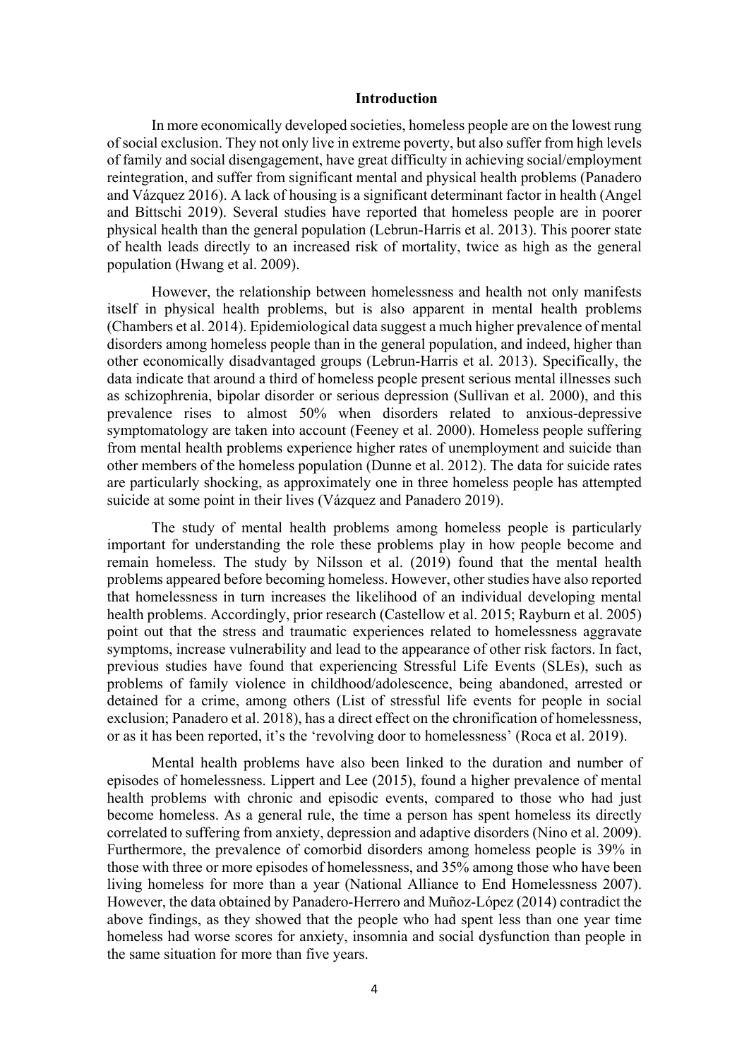## Introduction

In more economically developed societies, homeless people are on the lowest rung of social exclusion. They not only live in extreme poverty, but also suffer from high levels of family and social disengagement, have great difficulty in achieving social/employment reintegration, and suffer from significant mental and physical health problems (Panadero and Vázquez 2016). A lack of housing is a significant determinant factor in health (Angel and Bittschi 2019). Several studies have reported that homeless people are in poorer physical health than the general population (Lebrun-Harris et al. 2013). This poorer state of health leads directly to an increased risk of mortality, twice as high as the general population (Hwang et al. 2009).

However, the relationship between homelessness and health not only manifests itself in physical health problems, but is also apparent in mental health problems (Chambers et al. 2014). Epidemiological data suggest a much higher prevalence of mental disorders among homeless people than in the general population, and indeed, higher than other economically disadvantaged groups (Lebrun-Harris et al. 2013). Specifically, the data indicate that around a third of homeless people present serious mental illnesses such as schizophrenia, bipolar disorder or serious depression (Sullivan et al. 2000), and this prevalence rises to almost 50% when disorders related to anxious-depressive symptomatology are taken into account (Feeney et al. 2000). Homeless people suffering from mental health problems experience higher rates of unemployment and suicide than other members of the homeless population (Dunne et al. 2012). The data for suicide rates are particularly shocking, as approximately one in three homeless people has attempted suicide at some point in their lives (Vázquez and Panadero 2019).

The study of mental health problems among homeless people is particularly important for understanding the role these problems play in how people become and remain homeless. The study by Nilsson et al. (2019) found that the mental health problems appeared before becoming homeless. However, other studies have also reported that homelessness in turn increases the likelihood of an individual developing mental health problems. Accordingly, prior research (Castellow et al. 2015; Rayburn et al. 2005) point out that the stress and traumatic experiences related to homelessness aggravate symptoms, increase vulnerability and lead to the appearance of other risk factors. In fact, previous studies have found that experiencing Stressful Life Events (SLEs), such as problems of family violence in childhood/adolescence, being abandoned, arrested or detained for a crime, among others (List of stressful life events for people in social exclusion; Panadero et al. 2018), has a direct effect on the chronification of homelessness, or as it has been reported, it's the 'revolving door to homelessness' (Roca et al. 2019).

Mental health problems have also been linked to the duration and number of episodes of homelessness. Lippert and Lee (2015), found a higher prevalence of mental health problems with chronic and episodic events, compared to those who had just become homeless. As a general rule, the time a person has spent homeless its directly correlated to suffering from anxiety, depression and adaptive disorders (Nino et al. 2009). Furthermore, the prevalence of comorbid disorders among homeless people is 39% in those with three or more episodes of homelessness, and 35% among those who have been living homeless for more than a year (National Alliance to End Homelessness 2007). However, the data obtained by Panadero-Herrero and Muñoz-López (2014) contradict the above findings, as they showed that the people who had spent less than one year time homeless had worse scores for anxiety, insomnia and social dysfunction than people in the same situation for more than five years.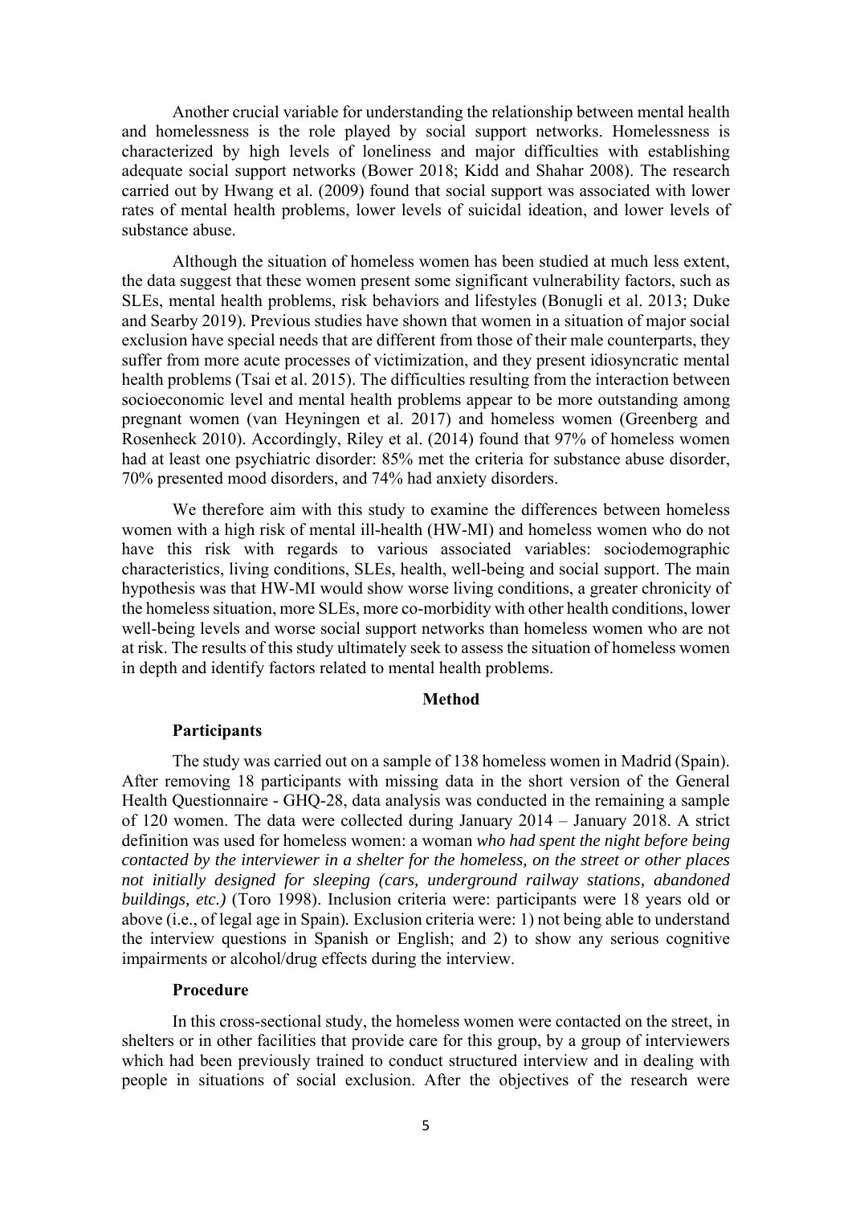Another crucial variable for understanding the relationship between mental health and homelessness is the role played by social support networks. Homelessness is characterized by high levels of loneliness and major difficulties with establishing adequate social support networks (Bower 2018; Kidd and Shahar 2008). The research carried out by Hwang et al. (2009) found that social support was associated with lower rates of mental health problems, lower levels of suicidal ideation, and lower levels of substance abuse.

Although the situation of homeless women has been studied at much less extent, the data suggest that these women present some significant vulnerability factors, such as SLEs, mental health problems, risk behaviors and lifestyles (Bonugli et al. 2013; Duke and Searby 2019). Previous studies have shown that women in a situation of major social exclusion have special needs that are different from those of their male counterparts, they suffer from more acute processes of victimization, and they present idiosyncratic mental health problems (Tsai et al. 2015). The difficulties resulting from the interaction between socioeconomic level and mental health problems appear to be more outstanding among pregnant women (van Heyningen et al. 2017) and homeless women (Greenberg and Rosenheck 2010). Accordingly, Riley et al. (2014) found that 97% of homeless women had at least one psychiatric disorder: 85% met the criteria for substance abuse disorder, 70% presented mood disorders, and 74% had anxiety disorders.

We therefore aim with this study to examine the differences between homeless women with a high risk of mental ill-health (HW-MI) and homeless women who do not have this risk with regards to various associated variables: sociodemographic characteristics, living conditions, SLEs, health, well-being and social support. The main hypothesis was that HW-MI would show worse living conditions, a greater chronicity of the homeless situation, more SLEs, more co-morbidity with other health conditions, lower well-being levels and worse social support networks than homeless women who are not at risk. The results of this study ultimately seek to assess the situation of homeless women in depth and identify factors related to mental health problems.

## Method

### Participants

The study was carried out on a sample of 138 homeless women in Madrid (Spain). After removing 18 participants with missing data in the short version of the General Health Questionnaire - GHQ-28, data analysis was conducted in the remaining a sample of 120 women. The data were collected during January 2014 – January 2018. A strict definition was used for homeless women: a woman *who had spent the night before being contacted by the interviewer in a shelter for the homeless, on the street or other places not initially designed for sleeping (cars, underground railway stations, abandoned buildings, etc.)* (Toro 1998). Inclusion criteria were: participants were 18 years old or above (i.e., of legal age in Spain). Exclusion criteria were: 1) not being able to understand the interview questions in Spanish or English; and 2) to show any serious cognitive impairments or alcohol/drug effects during the interview.

### Procedure

In this cross-sectional study, the homeless women were contacted on the street, in shelters or in other facilities that provide care for this group, by a group of interviewers which had been previously trained to conduct structured interview and in dealing with people in situations of social exclusion. After the objectives of the research were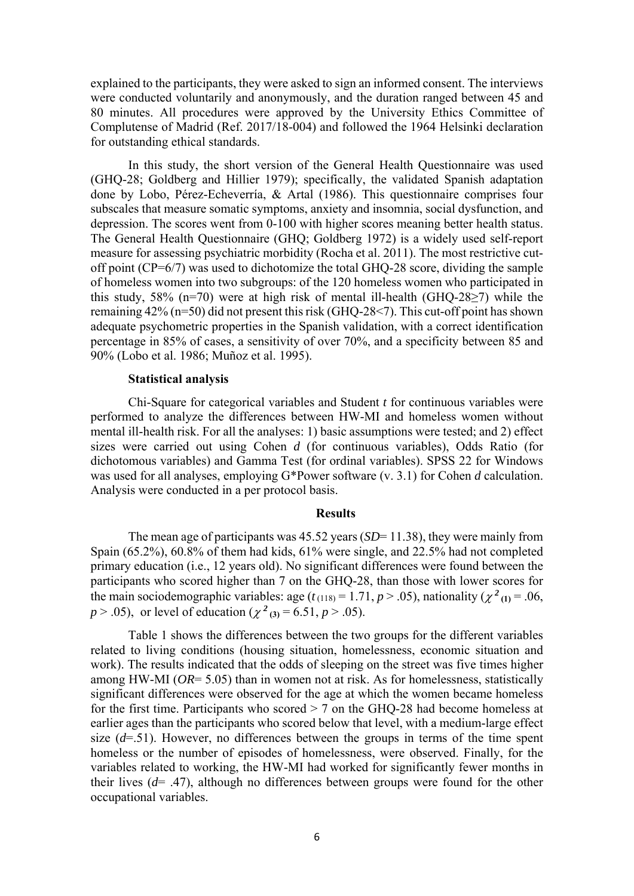explained to the participants, they were asked to sign an informed consent. The interviews were conducted voluntarily and anonymously, and the duration ranged between 45 and 80 minutes. All procedures were approved by the University Ethics Committee of Complutense of Madrid (Ref. 2017/18-004) and followed the 1964 Helsinki declaration for outstanding ethical standards.

In this study, the short version of the General Health Questionnaire was used (GHQ-28; Goldberg and Hillier 1979); specifically, the validated Spanish adaptation done by Lobo, Pérez-Echeverría, & Artal (1986). This questionnaire comprises four subscales that measure somatic symptoms, anxiety and insomnia, social dysfunction, and depression. The scores went from 0-100 with higher scores meaning better health status. The General Health Questionnaire (GHQ; Goldberg 1972) is a widely used self-report measure for assessing psychiatric morbidity (Rocha et al. 2011). The most restrictive cut-off point (CP=6/7) was used to dichotomize the total GHQ-28 score, dividing the sample of homeless women into two subgroups: of the 120 homeless women who participated in this study, 58% (n=70) were at high risk of mental ill-health (GHQ-28≥7) while the remaining 42% (n=50) did not present this risk (GHQ-28<7). This cut-off point has shown adequate psychometric properties in the Spanish validation, with a correct identification percentage in 85% of cases, a sensitivity of over 70%, and a specificity between 85 and 90% (Lobo et al. 1986; Muñoz et al. 1995).

**Statistical analysis**

Chi-Square for categorical variables and Student *t* for continuous variables were performed to analyze the differences between HW-MI and homeless women without mental ill-health risk. For all the analyses: 1) basic assumptions were tested; and 2) effect sizes were carried out using Cohen *d* (for continuous variables), Odds Ratio (for dichotomous variables) and Gamma Test (for ordinal variables). SPSS 22 for Windows was used for all analyses, employing G*Power software (v. 3.1) for Cohen *d* calculation. Analysis were conducted in a per protocol basis.

## Results

The mean age of participants was 45.52 years (*SD*= 11.38), they were mainly from Spain (65.2%), 60.8% of them had kids, 61% were single, and 22.5% had not completed primary education (i.e., 12 years old). No significant differences were found between the participants who scored higher than 7 on the GHQ-28, than those with lower scores for the main sociodemographic variables: age ($t_{(118)} = 1.71$, $p > .05$), nationality ($\chi^2_{(1)} = .06$, $p > .05$), or level of education ($\chi^2_{(3)} = 6.51$, $p > .05$).

Table 1 shows the differences between the two groups for the different variables related to living conditions (housing situation, homelessness, economic situation and work). The results indicated that the odds of sleeping on the street was five times higher among HW-MI (*OR*= 5.05) than in women not at risk. As for homelessness, statistically significant differences were observed for the age at which the women became homeless for the first time. Participants who scored > 7 on the GHQ-28 had become homeless at earlier ages than the participants who scored below that level, with a medium-large effect size (*d*=.51). However, no differences between the groups in terms of the time spent homeless or the number of episodes of homelessness, were observed. Finally, for the variables related to working, the HW-MI had worked for significantly fewer months in their lives (*d*= .47), although no differences between groups were found for the other occupational variables.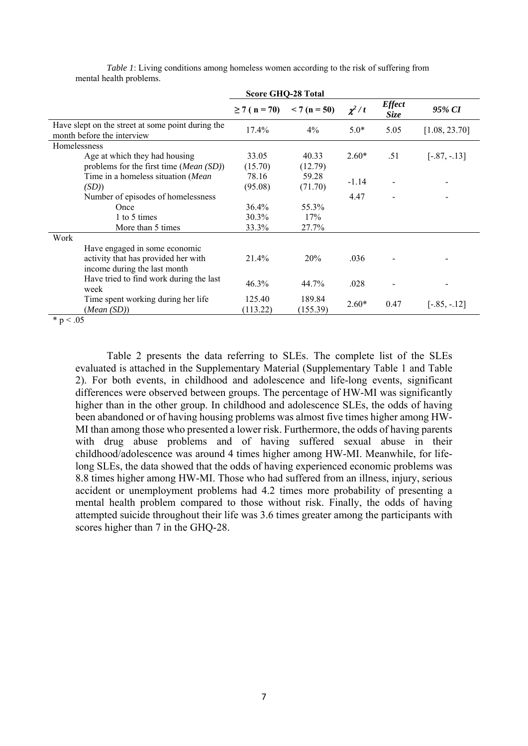*Table 1*: Living conditions among homeless women according to the risk of suffering from mental health problems.

| | Score GHQ-28 Total | | | | |
|---|---|---|---|---|---|
| | **≥ 7 ( n = 70)** | **< 7 (n = 50)** | **$\chi^2$ / *t*** | ***Effect Size*** | ***95% CI*** |
| Have slept on the street at some point during the month before the interview | 17.4% | 4% | 5.0* | 5.05 | [1.08, 23.70] |
| Homelessness | | | | | |
| Age at which they had housing problems for the first time (*Mean (SD)*) | 33.05 (15.70) | 40.33 (12.79) | 2.60* | .51 | [-.87, -.13] |
| Time in a homeless situation (*Mean (SD)*) | 78.16 (95.08) | 59.28 (71.70) | -1.14 | - | - |
| Number of episodes of homelessness | | | 4.47 | - | - |
| Once | 36.4% | 55.3% | | | |
| 1 to 5 times | 30.3% | 17% | | | |
| More than 5 times | 33.3% | 27.7% | | | |
| Work | | | | | |
| Have engaged in some economic activity that has provided her with income during the last month | 21.4% | 20% | .036 | - | - |
| Have tried to find work during the last week | 46.3% | 44.7% | .028 | - | - |
| Time spent working during her life (*Mean (SD)*) | 125.40 (113.22) | 189.84 (155.39) | 2.60* | 0.47 | [-.85, -.12] |

* $p < .05$

Table 2 presents the data referring to SLEs. The complete list of the SLEs evaluated is attached in the Supplementary Material (Supplementary Table 1 and Table 2). For both events, in childhood and adolescence and life-long events, significant differences were observed between groups. The percentage of HW-MI was significantly higher than in the other group. In childhood and adolescence SLEs, the odds of having been abandoned or of having housing problems was almost five times higher among HW-MI than among those who presented a lower risk. Furthermore, the odds of having parents with drug abuse problems and of having suffered sexual abuse in their childhood/adolescence was around 4 times higher among HW-MI. Meanwhile, for life-long SLEs, the data showed that the odds of having experienced economic problems was 8.8 times higher among HW-MI. Those who had suffered from an illness, injury, serious accident or unemployment problems had 4.2 times more probability of presenting a mental health problem compared to those without risk. Finally, the odds of having attempted suicide throughout their life was 3.6 times greater among the participants with scores higher than 7 in the GHQ-28.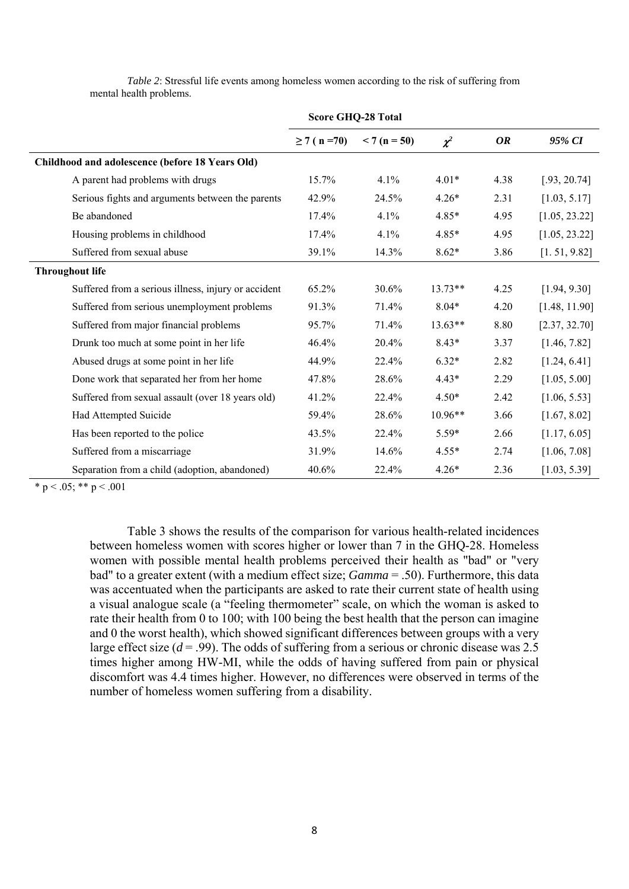*Table 2*: Stressful life events among homeless women according to the risk of suffering from mental health problems.

| | Score GHQ-28 Total | | | | |
|---|---|---|---|---|---|
| | ≥ 7 ( n =70) | < 7 (n = 50) | $\chi^2$ | ***OR*** | ***95% CI*** |
| **Childhood and adolescence (before 18 Years Old)** | | | | | |
| A parent had problems with drugs | 15.7% | 4.1% | 4.01* | 4.38 | [.93, 20.74] |
| Serious fights and arguments between the parents | 42.9% | 24.5% | 4.26* | 2.31 | [1.03, 5.17] |
| Be abandoned | 17.4% | 4.1% | 4.85* | 4.95 | [1.05, 23.22] |
| Housing problems in childhood | 17.4% | 4.1% | 4.85* | 4.95 | [1.05, 23.22] |
| Suffered from sexual abuse | 39.1% | 14.3% | 8.62* | 3.86 | [1. 51, 9.82] |
| **Throughout life** | | | | | |
| Suffered from a serious illness, injury or accident | 65.2% | 30.6% | 13.73** | 4.25 | [1.94, 9.30] |
| Suffered from serious unemployment problems | 91.3% | 71.4% | 8.04* | 4.20 | [1.48, 11.90] |
| Suffered from major financial problems | 95.7% | 71.4% | 13.63** | 8.80 | [2.37, 32.70] |
| Drunk too much at some point in her life | 46.4% | 20.4% | 8.43* | 3.37 | [1.46, 7.82] |
| Abused drugs at some point in her life | 44.9% | 22.4% | 6.32* | 2.82 | [1.24, 6.41] |
| Done work that separated her from her home | 47.8% | 28.6% | 4.43* | 2.29 | [1.05, 5.00] |
| Suffered from sexual assault (over 18 years old) | 41.2% | 22.4% | 4.50* | 2.42 | [1.06, 5.53] |
| Had Attempted Suicide | 59.4% | 28.6% | 10.96** | 3.66 | [1.67, 8.02] |
| Has been reported to the police | 43.5% | 22.4% | 5.59* | 2.66 | [1.17, 6.05] |
| Suffered from a miscarriage | 31.9% | 14.6% | 4.55* | 2.74 | [1.06, 7.08] |
| Separation from a child (adoption, abandoned) | 40.6% | 22.4% | 4.26* | 2.36 | [1.03, 5.39] |

* $p < .05$; ** $p < .001$

Table 3 shows the results of the comparison for various health-related incidences between homeless women with scores higher or lower than 7 in the GHQ-28. Homeless women with possible mental health problems perceived their health as "bad" or "very bad" to a greater extent (with a medium effect size; *Gamma* = .50). Furthermore, this data was accentuated when the participants are asked to rate their current state of health using a visual analogue scale (a "feeling thermometer" scale, on which the woman is asked to rate their health from 0 to 100; with 100 being the best health that the person can imagine and 0 the worst health), which showed significant differences between groups with a very large effect size ($d$ = .99). The odds of suffering from a serious or chronic disease was 2.5 times higher among HW-MI, while the odds of having suffered from pain or physical discomfort was 4.4 times higher. However, no differences were observed in terms of the number of homeless women suffering from a disability.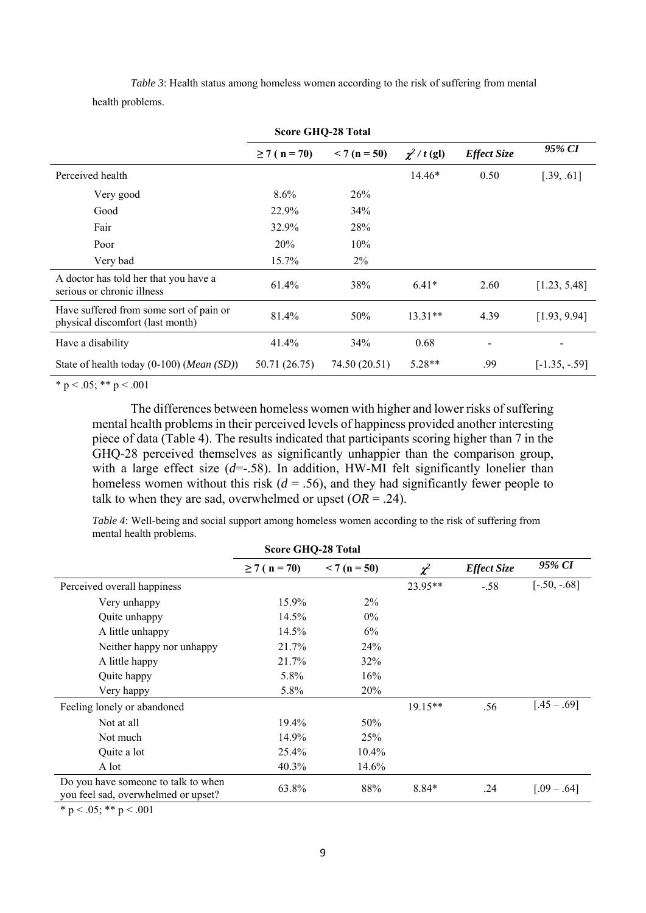*Table 3*: Health status among homeless women according to the risk of suffering from mental health problems.

| | Score GHQ-28 Total | | | | |
|---|---|---|---|---|---|
| | ≥ 7 ( n = 70) | < 7 (n = 50) | $\chi^2$ / *t* (gl) | *Effect Size* | *95% CI* |
| Perceived health | | | 14.46* | 0.50 | [.39, .61] |
| Very good | 8.6% | 26% | | | |
| Good | 22.9% | 34% | | | |
| Fair | 32.9% | 28% | | | |
| Poor | 20% | 10% | | | |
| Very bad | 15.7% | 2% | | | |
| A doctor has told her that you have a serious or chronic illness | 61.4% | 38% | 6.41* | 2.60 | [1.23, 5.48] |
| Have suffered from some sort of pain or physical discomfort (last month) | 81.4% | 50% | 13.31** | 4.39 | [1.93, 9.94] |
| Have a disability | 41.4% | 34% | 0.68 | - | - |
| State of health today (0-100) (*Mean (SD)*) | 50.71 (26.75) | 74.50 (20.51) | 5.28** | .99 | [-1.35, -.59] |

* p < .05; ** p < .001

The differences between homeless women with higher and lower risks of suffering mental health problems in their perceived levels of happiness provided another interesting piece of data (Table 4). The results indicated that participants scoring higher than 7 in the GHQ-28 perceived themselves as significantly unhappier than the comparison group, with a large effect size (*d*=-.58). In addition, HW-MI felt significantly lonelier than homeless women without this risk (*d* = .56), and they had significantly fewer people to talk to when they are sad, overwhelmed or upset (*OR* = .24).

*Table 4*: Well-being and social support among homeless women according to the risk of suffering from mental health problems.

| | Score GHQ-28 Total | | | | |
|---|---|---|---|---|---|
| | ≥ 7 ( n = 70) | < 7 (n = 50) | $\chi^2$ | *Effect Size* | *95% CI* |
| Perceived overall happiness | | | 23.95** | -.58 | [-.50, -.68] |
| Very unhappy | 15.9% | 2% | | | |
| Quite unhappy | 14.5% | 0% | | | |
| A little unhappy | 14.5% | 6% | | | |
| Neither happy nor unhappy | 21.7% | 24% | | | |
| A little happy | 21.7% | 32% | | | |
| Quite happy | 5.8% | 16% | | | |
| Very happy | 5.8% | 20% | | | |
| Feeling lonely or abandoned | | | 19.15** | .56 | [.45 – .69] |
| Not at all | 19.4% | 50% | | | |
| Not much | 14.9% | 25% | | | |
| Quite a lot | 25.4% | 10.4% | | | |
| A lot | 40.3% | 14.6% | | | |
| Do you have someone to talk to when you feel sad, overwhelmed or upset? | 63.8% | 88% | 8.84* | .24 | [.09 – .64] |

* p < .05; ** p < .001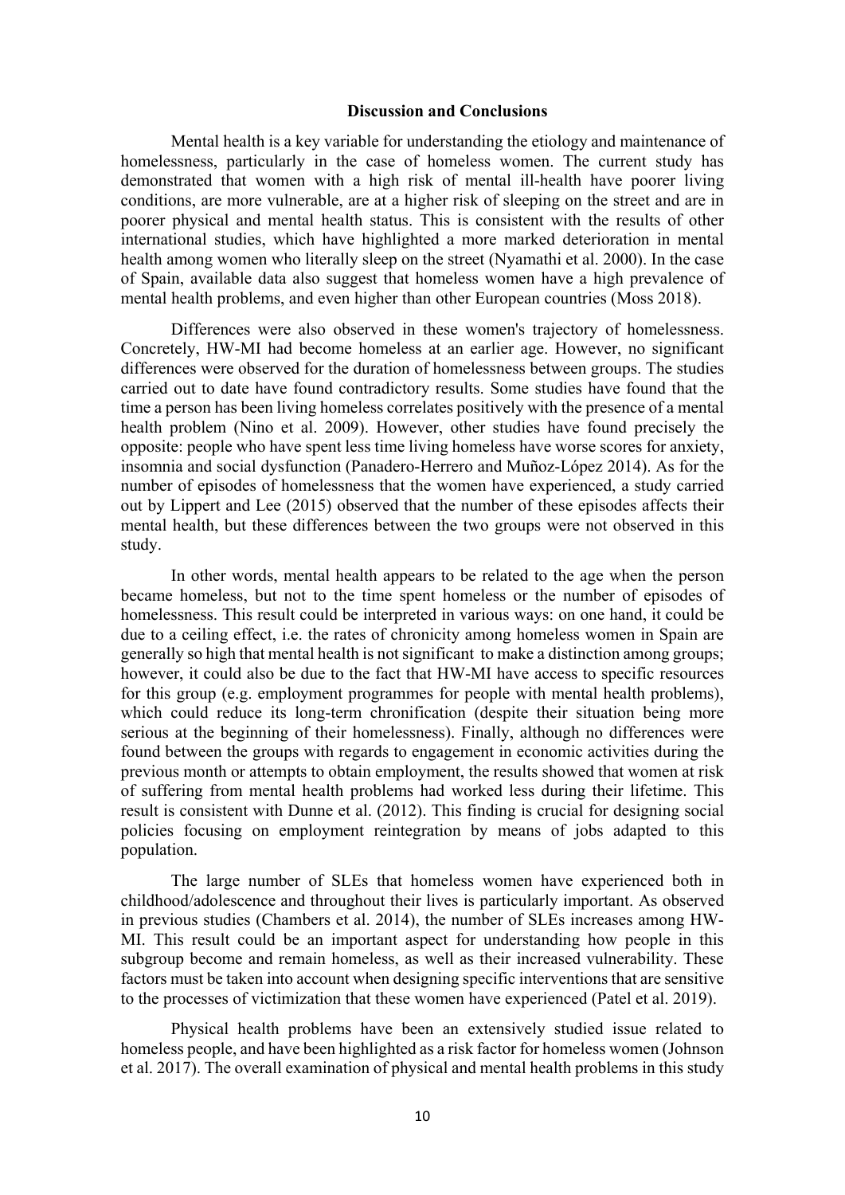## Discussion and Conclusions

Mental health is a key variable for understanding the etiology and maintenance of homelessness, particularly in the case of homeless women. The current study has demonstrated that women with a high risk of mental ill-health have poorer living conditions, are more vulnerable, are at a higher risk of sleeping on the street and are in poorer physical and mental health status. This is consistent with the results of other international studies, which have highlighted a more marked deterioration in mental health among women who literally sleep on the street (Nyamathi et al. 2000). In the case of Spain, available data also suggest that homeless women have a high prevalence of mental health problems, and even higher than other European countries (Moss 2018).

Differences were also observed in these women's trajectory of homelessness. Concretely, HW-MI had become homeless at an earlier age. However, no significant differences were observed for the duration of homelessness between groups. The studies carried out to date have found contradictory results. Some studies have found that the time a person has been living homeless correlates positively with the presence of a mental health problem (Nino et al. 2009). However, other studies have found precisely the opposite: people who have spent less time living homeless have worse scores for anxiety, insomnia and social dysfunction (Panadero-Herrero and Muñoz-López 2014). As for the number of episodes of homelessness that the women have experienced, a study carried out by Lippert and Lee (2015) observed that the number of these episodes affects their mental health, but these differences between the two groups were not observed in this study.

In other words, mental health appears to be related to the age when the person became homeless, but not to the time spent homeless or the number of episodes of homelessness. This result could be interpreted in various ways: on one hand, it could be due to a ceiling effect, i.e. the rates of chronicity among homeless women in Spain are generally so high that mental health is not significant to make a distinction among groups; however, it could also be due to the fact that HW-MI have access to specific resources for this group (e.g. employment programmes for people with mental health problems), which could reduce its long-term chronification (despite their situation being more serious at the beginning of their homelessness). Finally, although no differences were found between the groups with regards to engagement in economic activities during the previous month or attempts to obtain employment, the results showed that women at risk of suffering from mental health problems had worked less during their lifetime. This result is consistent with Dunne et al. (2012). This finding is crucial for designing social policies focusing on employment reintegration by means of jobs adapted to this population.

The large number of SLEs that homeless women have experienced both in childhood/adolescence and throughout their lives is particularly important. As observed in previous studies (Chambers et al. 2014), the number of SLEs increases among HW-MI. This result could be an important aspect for understanding how people in this subgroup become and remain homeless, as well as their increased vulnerability. These factors must be taken into account when designing specific interventions that are sensitive to the processes of victimization that these women have experienced (Patel et al. 2019).

Physical health problems have been an extensively studied issue related to homeless people, and have been highlighted as a risk factor for homeless women (Johnson et al. 2017). The overall examination of physical and mental health problems in this study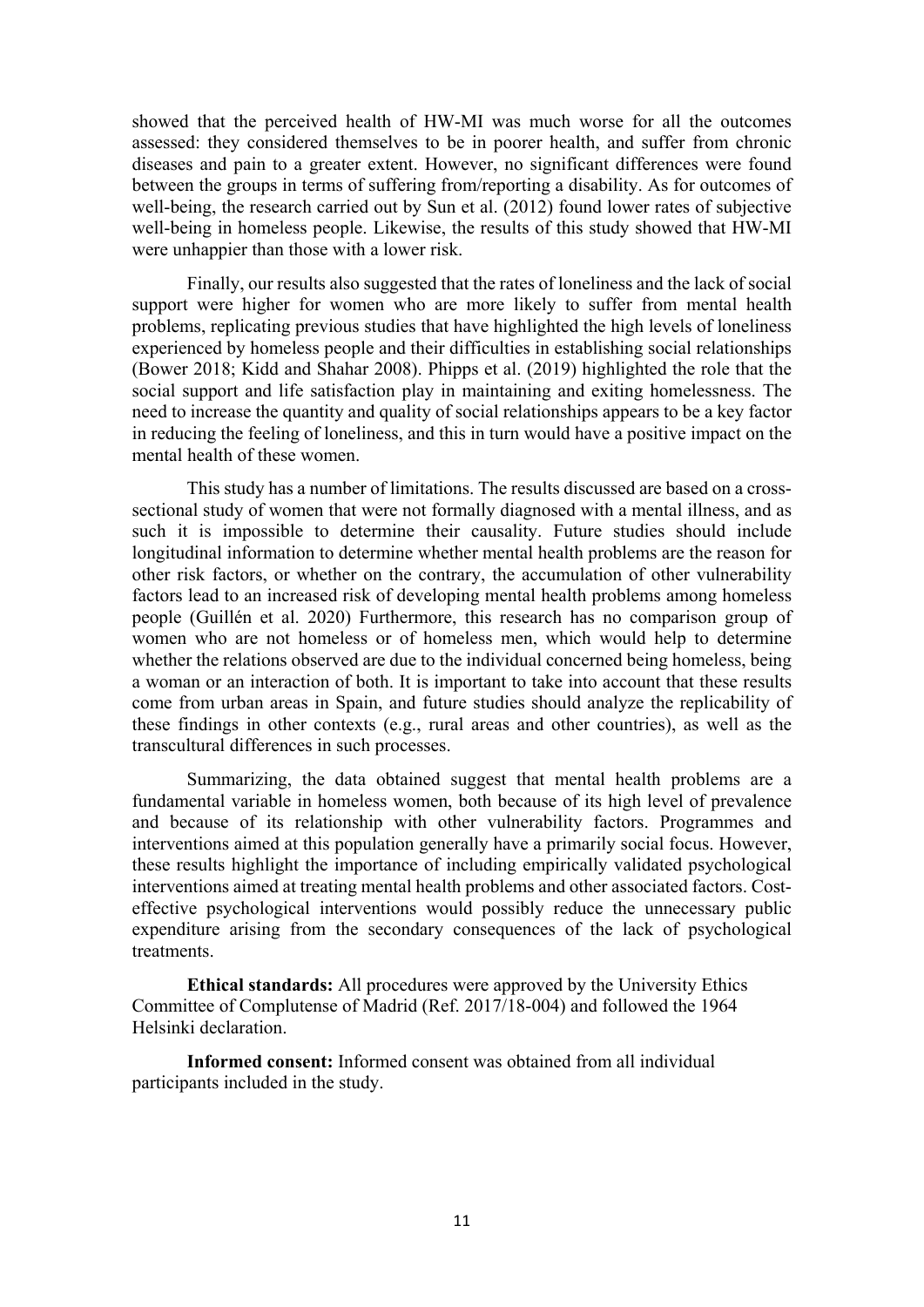showed that the perceived health of HW-MI was much worse for all the outcomes assessed: they considered themselves to be in poorer health, and suffer from chronic diseases and pain to a greater extent. However, no significant differences were found between the groups in terms of suffering from/reporting a disability. As for outcomes of well-being, the research carried out by Sun et al. (2012) found lower rates of subjective well-being in homeless people. Likewise, the results of this study showed that HW-MI were unhappier than those with a lower risk.

Finally, our results also suggested that the rates of loneliness and the lack of social support were higher for women who are more likely to suffer from mental health problems, replicating previous studies that have highlighted the high levels of loneliness experienced by homeless people and their difficulties in establishing social relationships (Bower 2018; Kidd and Shahar 2008). Phipps et al. (2019) highlighted the role that the social support and life satisfaction play in maintaining and exiting homelessness. The need to increase the quantity and quality of social relationships appears to be a key factor in reducing the feeling of loneliness, and this in turn would have a positive impact on the mental health of these women.

This study has a number of limitations. The results discussed are based on a cross-sectional study of women that were not formally diagnosed with a mental illness, and as such it is impossible to determine their causality. Future studies should include longitudinal information to determine whether mental health problems are the reason for other risk factors, or whether on the contrary, the accumulation of other vulnerability factors lead to an increased risk of developing mental health problems among homeless people (Guillén et al. 2020) Furthermore, this research has no comparison group of women who are not homeless or of homeless men, which would help to determine whether the relations observed are due to the individual concerned being homeless, being a woman or an interaction of both. It is important to take into account that these results come from urban areas in Spain, and future studies should analyze the replicability of these findings in other contexts (e.g., rural areas and other countries), as well as the transcultural differences in such processes.

Summarizing, the data obtained suggest that mental health problems are a fundamental variable in homeless women, both because of its high level of prevalence and because of its relationship with other vulnerability factors. Programmes and interventions aimed at this population generally have a primarily social focus. However, these results highlight the importance of including empirically validated psychological interventions aimed at treating mental health problems and other associated factors. Cost-effective psychological interventions would possibly reduce the unnecessary public expenditure arising from the secondary consequences of the lack of psychological treatments.

**Ethical standards:** All procedures were approved by the University Ethics Committee of Complutense of Madrid (Ref. 2017/18-004) and followed the 1964 Helsinki declaration.

**Informed consent:** Informed consent was obtained from all individual participants included in the study.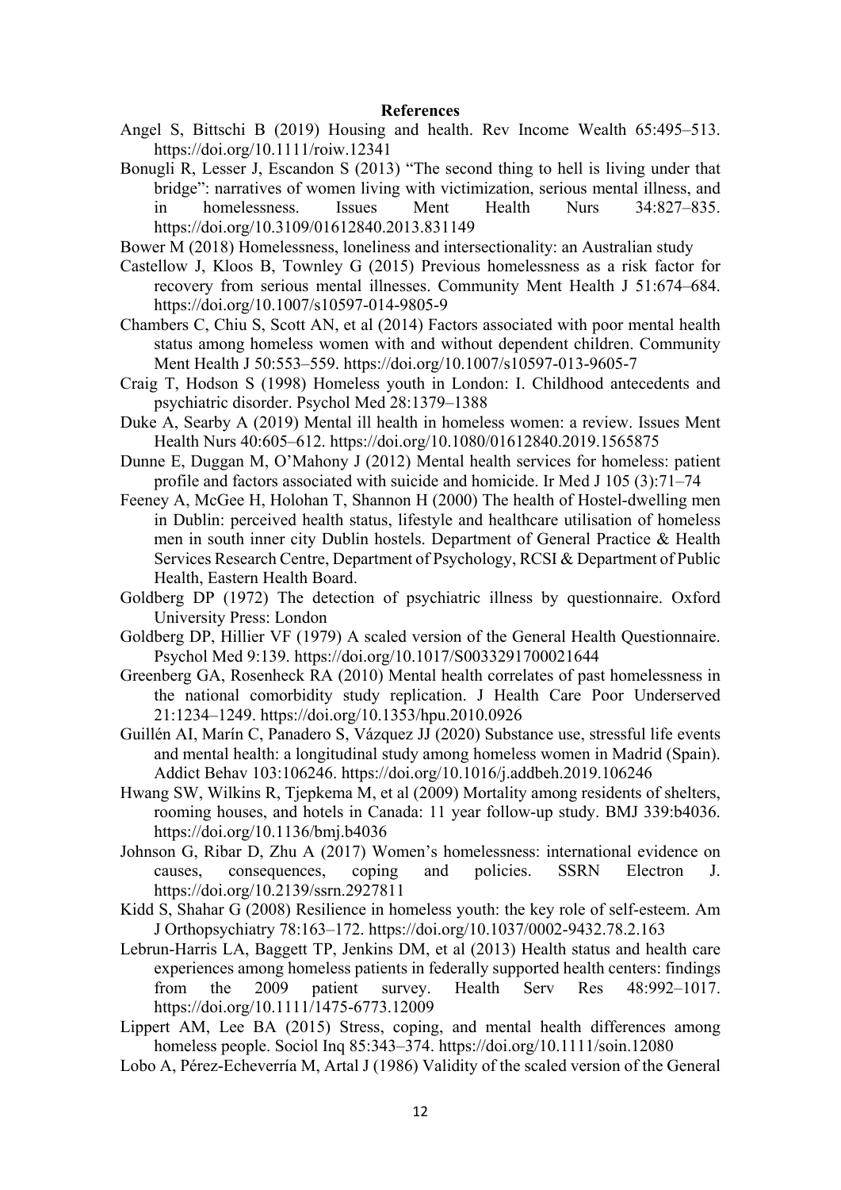**References**

Angel S, Bittschi B (2019) Housing and health. Rev Income Wealth 65:495–513. https://doi.org/10.1111/roiw.12341

Bonugli R, Lesser J, Escandon S (2013) "The second thing to hell is living under that bridge": narratives of women living with victimization, serious mental illness, and in homelessness. Issues Ment Health Nurs 34:827–835. https://doi.org/10.3109/01612840.2013.831149

Bower M (2018) Homelessness, loneliness and intersectionality: an Australian study

Castellow J, Kloos B, Townley G (2015) Previous homelessness as a risk factor for recovery from serious mental illnesses. Community Ment Health J 51:674–684. https://doi.org/10.1007/s10597-014-9805-9

Chambers C, Chiu S, Scott AN, et al (2014) Factors associated with poor mental health status among homeless women with and without dependent children. Community Ment Health J 50:553–559. https://doi.org/10.1007/s10597-013-9605-7

Craig T, Hodson S (1998) Homeless youth in London: I. Childhood antecedents and psychiatric disorder. Psychol Med 28:1379–1388

Duke A, Searby A (2019) Mental ill health in homeless women: a review. Issues Ment Health Nurs 40:605–612. https://doi.org/10.1080/01612840.2019.1565875

Dunne E, Duggan M, O'Mahony J (2012) Mental health services for homeless: patient profile and factors associated with suicide and homicide. Ir Med J 105 (3):71–74

Feeney A, McGee H, Holohan T, Shannon H (2000) The health of Hostel-dwelling men in Dublin: perceived health status, lifestyle and healthcare utilisation of homeless men in south inner city Dublin hostels. Department of General Practice & Health Services Research Centre, Department of Psychology, RCSI & Department of Public Health, Eastern Health Board.

Goldberg DP (1972) The detection of psychiatric illness by questionnaire. Oxford University Press: London

Goldberg DP, Hillier VF (1979) A scaled version of the General Health Questionnaire. Psychol Med 9:139. https://doi.org/10.1017/S0033291700021644

Greenberg GA, Rosenheck RA (2010) Mental health correlates of past homelessness in the national comorbidity study replication. J Health Care Poor Underserved 21:1234–1249. https://doi.org/10.1353/hpu.2010.0926

Guillén AI, Marín C, Panadero S, Vázquez JJ (2020) Substance use, stressful life events and mental health: a longitudinal study among homeless women in Madrid (Spain). Addict Behav 103:106246. https://doi.org/10.1016/j.addbeh.2019.106246

Hwang SW, Wilkins R, Tjepkema M, et al (2009) Mortality among residents of shelters, rooming houses, and hotels in Canada: 11 year follow-up study. BMJ 339:b4036. https://doi.org/10.1136/bmj.b4036

Johnson G, Ribar D, Zhu A (2017) Women's homelessness: international evidence on causes, consequences, coping and policies. SSRN Electron J. https://doi.org/10.2139/ssrn.2927811

Kidd S, Shahar G (2008) Resilience in homeless youth: the key role of self-esteem. Am J Orthopsychiatry 78:163–172. https://doi.org/10.1037/0002-9432.78.2.163

Lebrun-Harris LA, Baggett TP, Jenkins DM, et al (2013) Health status and health care experiences among homeless patients in federally supported health centers: findings from the 2009 patient survey. Health Serv Res 48:992–1017. https://doi.org/10.1111/1475-6773.12009

Lippert AM, Lee BA (2015) Stress, coping, and mental health differences among homeless people. Sociol Inq 85:343–374. https://doi.org/10.1111/soin.12080

Lobo A, Pérez-Echeverría M, Artal J (1986) Validity of the scaled version of the General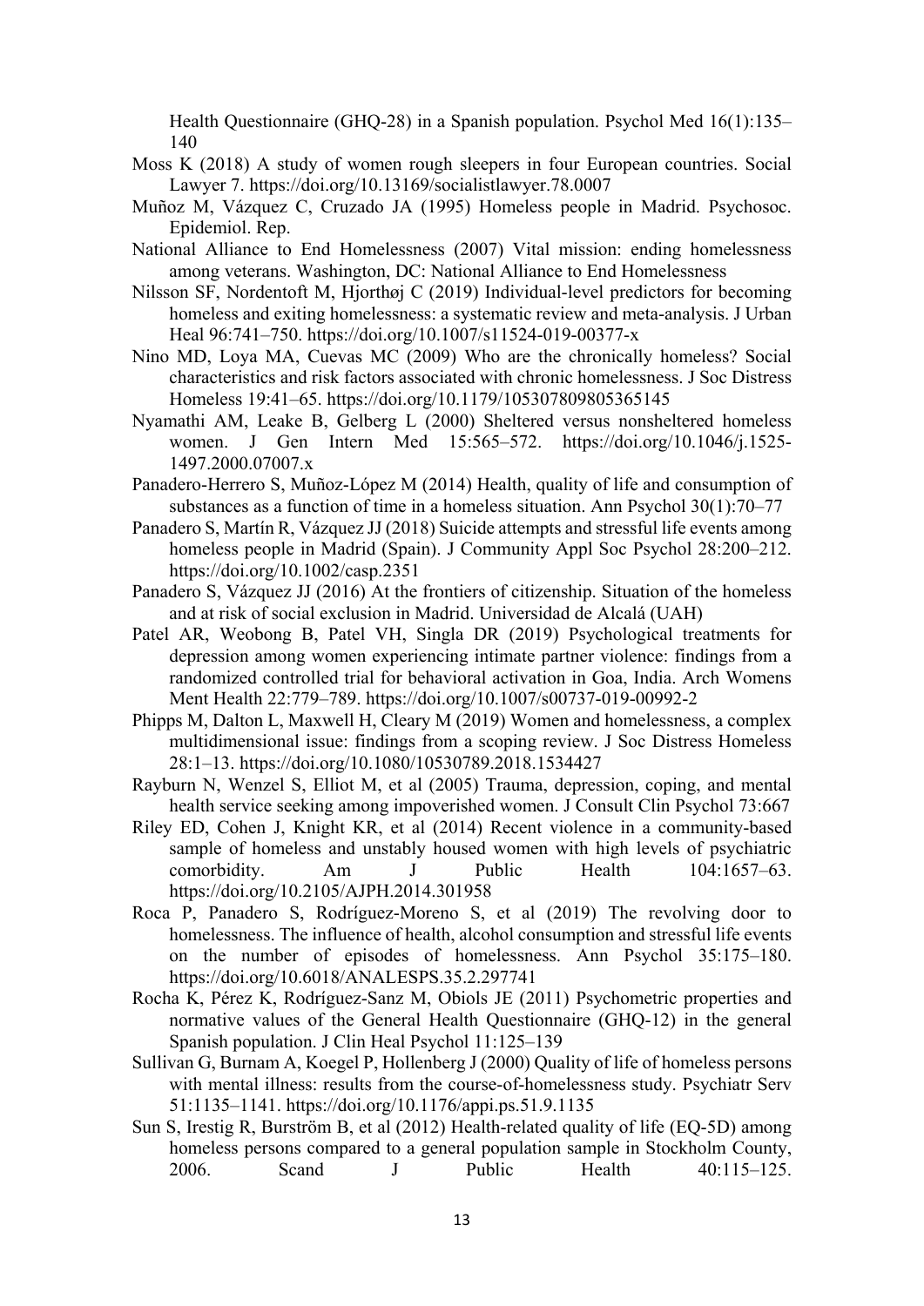Health Questionnaire (GHQ-28) in a Spanish population. Psychol Med 16(1):135–140

Moss K (2018) A study of women rough sleepers in four European countries. Social Lawyer 7. https://doi.org/10.13169/socialistlawyer.78.0007

Muñoz M, Vázquez C, Cruzado JA (1995) Homeless people in Madrid. Psychosoc. Epidemiol. Rep.

National Alliance to End Homelessness (2007) Vital mission: ending homelessness among veterans. Washington, DC: National Alliance to End Homelessness

Nilsson SF, Nordentoft M, Hjorthøj C (2019) Individual-level predictors for becoming homeless and exiting homelessness: a systematic review and meta-analysis. J Urban Heal 96:741–750. https://doi.org/10.1007/s11524-019-00377-x

Nino MD, Loya MA, Cuevas MC (2009) Who are the chronically homeless? Social characteristics and risk factors associated with chronic homelessness. J Soc Distress Homeless 19:41–65. https://doi.org/10.1179/105307809805365145

Nyamathi AM, Leake B, Gelberg L (2000) Sheltered versus nonsheltered homeless women. J Gen Intern Med 15:565–572. https://doi.org/10.1046/j.1525-1497.2000.07007.x

Panadero-Herrero S, Muñoz-López M (2014) Health, quality of life and consumption of substances as a function of time in a homeless situation. Ann Psychol 30(1):70–77

Panadero S, Martín R, Vázquez JJ (2018) Suicide attempts and stressful life events among homeless people in Madrid (Spain). J Community Appl Soc Psychol 28:200–212. https://doi.org/10.1002/casp.2351

Panadero S, Vázquez JJ (2016) At the frontiers of citizenship. Situation of the homeless and at risk of social exclusion in Madrid. Universidad de Alcalá (UAH)

Patel AR, Weobong B, Patel VH, Singla DR (2019) Psychological treatments for depression among women experiencing intimate partner violence: findings from a randomized controlled trial for behavioral activation in Goa, India. Arch Womens Ment Health 22:779–789. https://doi.org/10.1007/s00737-019-00992-2

Phipps M, Dalton L, Maxwell H, Cleary M (2019) Women and homelessness, a complex multidimensional issue: findings from a scoping review. J Soc Distress Homeless 28:1–13. https://doi.org/10.1080/10530789.2018.1534427

Rayburn N, Wenzel S, Elliot M, et al (2005) Trauma, depression, coping, and mental health service seeking among impoverished women. J Consult Clin Psychol 73:667

Riley ED, Cohen J, Knight KR, et al (2014) Recent violence in a community-based sample of homeless and unstably housed women with high levels of psychiatric comorbidity. Am J Public Health 104:1657–63. https://doi.org/10.2105/AJPH.2014.301958

Roca P, Panadero S, Rodríguez-Moreno S, et al (2019) The revolving door to homelessness. The influence of health, alcohol consumption and stressful life events on the number of episodes of homelessness. Ann Psychol 35:175–180. https://doi.org/10.6018/ANALESPS.35.2.297741

Rocha K, Pérez K, Rodríguez-Sanz M, Obiols JE (2011) Psychometric properties and normative values of the General Health Questionnaire (GHQ-12) in the general Spanish population. J Clin Heal Psychol 11:125–139

Sullivan G, Burnam A, Koegel P, Hollenberg J (2000) Quality of life of homeless persons with mental illness: results from the course-of-homelessness study. Psychiatr Serv 51:1135–1141. https://doi.org/10.1176/appi.ps.51.9.1135

Sun S, Irestig R, Burström B, et al (2012) Health-related quality of life (EQ-5D) among homeless persons compared to a general population sample in Stockholm County, 2006. Scand J Public Health 40:115–125.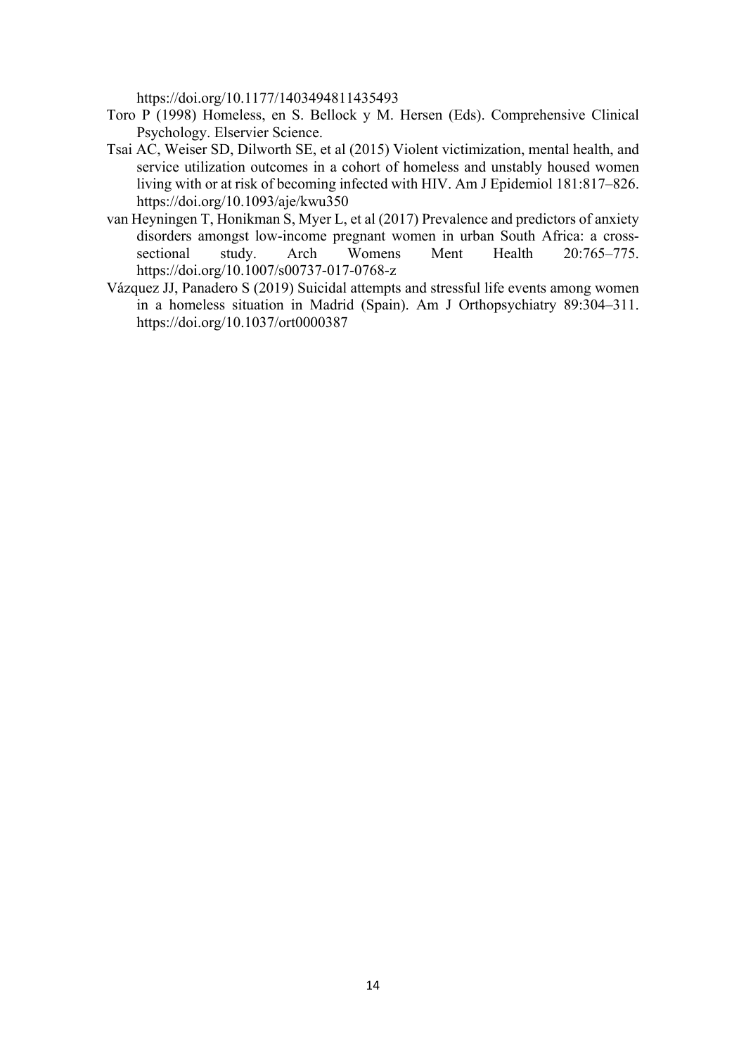https://doi.org/10.1177/1403494811435493

Toro P (1998) Homeless, en S. Bellock y M. Hersen (Eds). Comprehensive Clinical Psychology. Elservier Science.

Tsai AC, Weiser SD, Dilworth SE, et al (2015) Violent victimization, mental health, and service utilization outcomes in a cohort of homeless and unstably housed women living with or at risk of becoming infected with HIV. Am J Epidemiol 181:817–826. https://doi.org/10.1093/aje/kwu350

van Heyningen T, Honikman S, Myer L, et al (2017) Prevalence and predictors of anxiety disorders amongst low-income pregnant women in urban South Africa: a cross-sectional study. Arch Womens Ment Health 20:765–775. https://doi.org/10.1007/s00737-017-0768-z

Vázquez JJ, Panadero S (2019) Suicidal attempts and stressful life events among women in a homeless situation in Madrid (Spain). Am J Orthopsychiatry 89:304–311. https://doi.org/10.1037/ort0000387